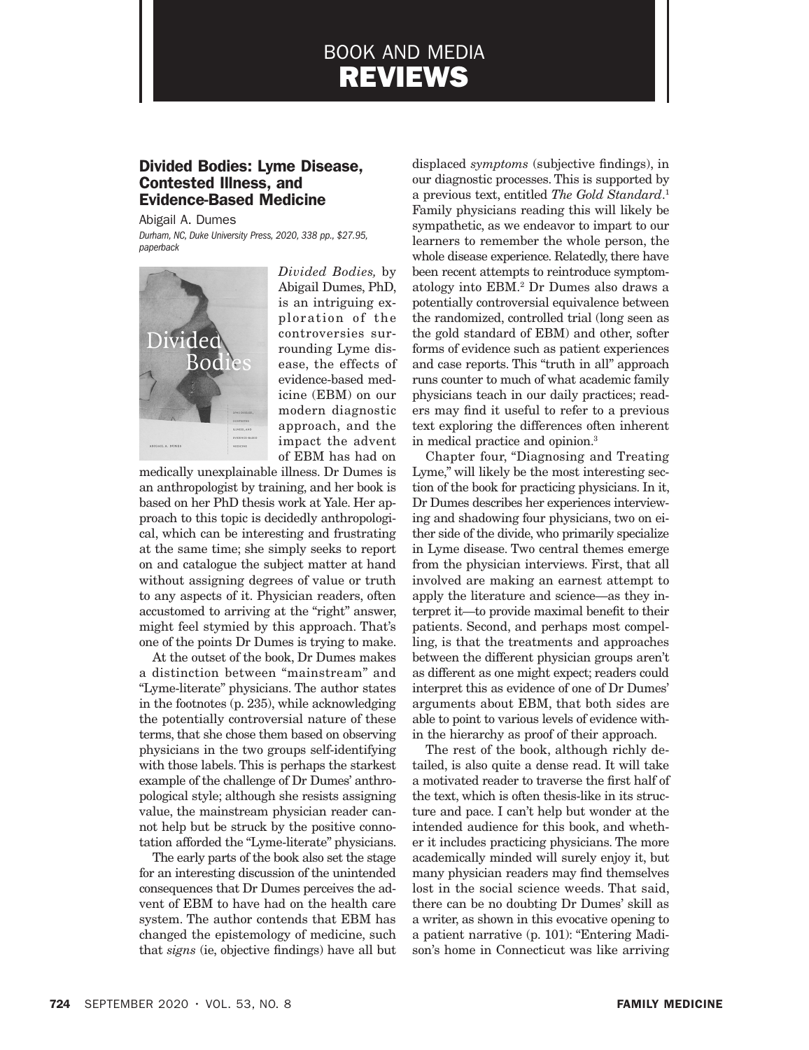# BOOK AND MEDIA REVIEWS

## Divided Bodies: Lyme Disease, Contested Illness, and Evidence-Based Medicine

Abigail A. Dumes

*Durham, NC, Duke University Press, 2020, 338 pp., $27.95, paperback*

*Divided Bodies,* by Abigail Dumes, PhD, is an intriguing exploration of the controversies surrounding Lyme disease, the effects of evidence-based medicine (EBM) on our modern diagnostic approach, and the impact the advent of EBM has had on medically unexplainable illness. Dr Dumes is an anthropologist by training, and her book is based on her PhD thesis work at Yale. Her approach to this topic is decidedly anthropological, which can be interesting and frustrating at the same time; she simply seeks to report on and catalogue the subject matter at hand without assigning degrees of value or truth to any aspects of it. Physician readers, often accustomed to arriving at the "right" answer, might feel stymied by this approach. That's one of the points Dr Dumes is trying to make.

At the outset of the book, Dr Dumes makes a distinction between "mainstream" and "Lyme-literate" physicians. The author states in the footnotes (p. 235), while acknowledging the potentially controversial nature of these terms, that she chose them based on observing physicians in the two groups self-identifying with those labels. This is perhaps the starkest example of the challenge of Dr Dumes' anthropological style; although she resists assigning value, the mainstream physician reader cannot help but be struck by the positive connotation afforded the "Lyme-literate" physicians.

The early parts of the book also set the stage for an interesting discussion of the unintended consequences that Dr Dumes perceives the advent of EBM to have had on the health care system. The author contends that EBM has changed the epistemology of medicine, such that *signs* (ie, objective findings) have all but displaced *symptoms* (subjective findings), in our diagnostic processes. This is supported by a previous text, entitled *The Gold Standard*.[1] Family physicians reading this will likely be sympathetic, as we endeavor to impart to our learners to remember the whole person, the whole disease experience. Relatedly, there have been recent attempts to reintroduce symptomatology into EBM.[2] Dr Dumes also draws a potentially controversial equivalence between the randomized, controlled trial (long seen as the gold standard of EBM) and other, softer forms of evidence such as patient experiences and case reports. This "truth in all" approach runs counter to much of what academic family physicians teach in our daily practices; readers may find it useful to refer to a previous text exploring the differences often inherent in medical practice and opinion.[3]

Chapter four, "Diagnosing and Treating Lyme," will likely be the most interesting section of the book for practicing physicians. In it, Dr Dumes describes her experiences interviewing and shadowing four physicians, two on either side of the divide, who primarily specialize in Lyme disease. Two central themes emerge from the physician interviews. First, that all involved are making an earnest attempt to apply the literature and science—as they interpret it—to provide maximal benefit to their patients. Second, and perhaps most compelling, is that the treatments and approaches between the different physician groups aren't as different as one might expect; readers could interpret this as evidence of one of Dr Dumes' arguments about EBM, that both sides are able to point to various levels of evidence within the hierarchy as proof of their approach.

The rest of the book, although richly detailed, is also quite a dense read. It will take a motivated reader to traverse the first half of the text, which is often thesis-like in its structure and pace. I can't help but wonder at the intended audience for this book, and whether it includes practicing physicians. The more academically minded will surely enjoy it, but many physician readers may find themselves lost in the social science weeds. That said, there can be no doubting Dr Dumes' skill as a writer, as shown in this evocative opening to a patient narrative (p. 101): "Entering Madison's home in Connecticut was like arriving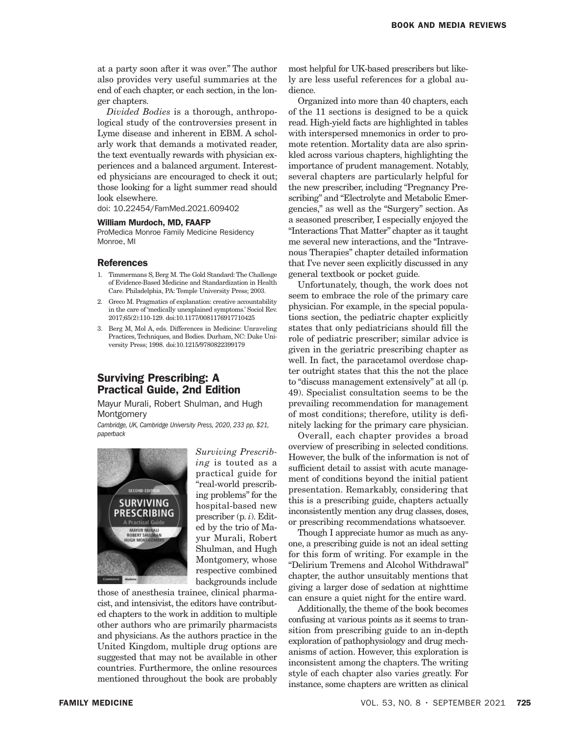at a party soon after it was over." The author also provides very useful summaries at the end of each chapter, or each section, in the longer chapters.

*Divided Bodies* is a thorough, anthropological study of the controversies present in Lyme disease and inherent in EBM. A scholarly work that demands a motivated reader, the text eventually rewards with physician experiences and a balanced argument. Interested physicians are encouraged to check it out; those looking for a light summer read should look elsewhere.

doi: 10.22454/FamMed.2021.609402

**William Murdoch, MD, FAAFP**
ProMedica Monroe Family Medicine Residency
Monroe, MI

### References

1. Timmermans S, Berg M. The Gold Standard: The Challenge of Evidence-Based Medicine and Standardization in Health Care. Philadelphia, PA: Temple University Press; 2003.
2. Greco M. Pragmatics of explanation: creative accountability in the care of 'medically unexplained symptoms.' Sociol Rev. 2017;65(2):110-129. doi:10.1177/0081176917710425
3. Berg M, Mol A, eds. Differences in Medicine: Unraveling Practices, Techniques, and Bodies. Durham, NC: Duke University Press; 1998. doi:10.1215/9780822399179

## Surviving Prescribing: A Practical Guide, 2nd Edition

Mayur Murali, Robert Shulman, and Hugh Montgomery

*Cambridge, UK, Cambridge University Press, 2020, 233 pp, $21, paperback*

*Surviving Prescribing* is touted as a practical guide for "real-world prescribing problems" for the hospital-based new prescriber (p. *i*). Edited by the trio of Mayur Murali, Robert Shulman, and Hugh Montgomery, whose respective combined backgrounds include those of anesthesia trainee, clinical pharmacist, and intensivist, the editors have contributed chapters to the work in addition to multiple other authors who are primarily pharmacists and physicians. As the authors practice in the United Kingdom, multiple drug options are suggested that may not be available in other countries. Furthermore, the online resources mentioned throughout the book are probably most helpful for UK-based prescribers but likely are less useful references for a global audience.

Organized into more than 40 chapters, each of the 11 sections is designed to be a quick read. High-yield facts are highlighted in tables with interspersed mnemonics in order to promote retention. Mortality data are also sprinkled across various chapters, highlighting the importance of prudent management. Notably, several chapters are particularly helpful for the new prescriber, including "Pregnancy Prescribing" and "Electrolyte and Metabolic Emergencies," as well as the "Surgery" section. As a seasoned prescriber, I especially enjoyed the "Interactions That Matter" chapter as it taught me several new interactions, and the "Intravenous Therapies" chapter detailed information that I've never seen explicitly discussed in any general textbook or pocket guide.

Unfortunately, though, the work does not seem to embrace the role of the primary care physician. For example, in the special populations section, the pediatric chapter explicitly states that only pediatricians should fill the role of pediatric prescriber; similar advice is given in the geriatric prescribing chapter as well. In fact, the paracetamol overdose chapter outright states that this the not the place to "discuss management extensively" at all (p. 49). Specialist consultation seems to be the prevailing recommendation for management of most conditions; therefore, utility is definitely lacking for the primary care physician.

Overall, each chapter provides a broad overview of prescribing in selected conditions. However, the bulk of the information is not of sufficient detail to assist with acute management of conditions beyond the initial patient presentation. Remarkably, considering that this is a prescribing guide, chapters actually inconsistently mention any drug classes, doses, or prescribing recommendations whatsoever.

Though I appreciate humor as much as anyone, a prescribing guide is not an ideal setting for this form of writing. For example in the "Delirium Tremens and Alcohol Withdrawal" chapter, the author unsuitably mentions that giving a larger dose of sedation at nighttime can ensure a quiet night for the entire ward.

Additionally, the theme of the book becomes confusing at various points as it seems to transition from prescribing guide to an in-depth exploration of pathophysiology and drug mechanisms of action. However, this exploration is inconsistent among the chapters. The writing style of each chapter also varies greatly. For instance, some chapters are written as clinical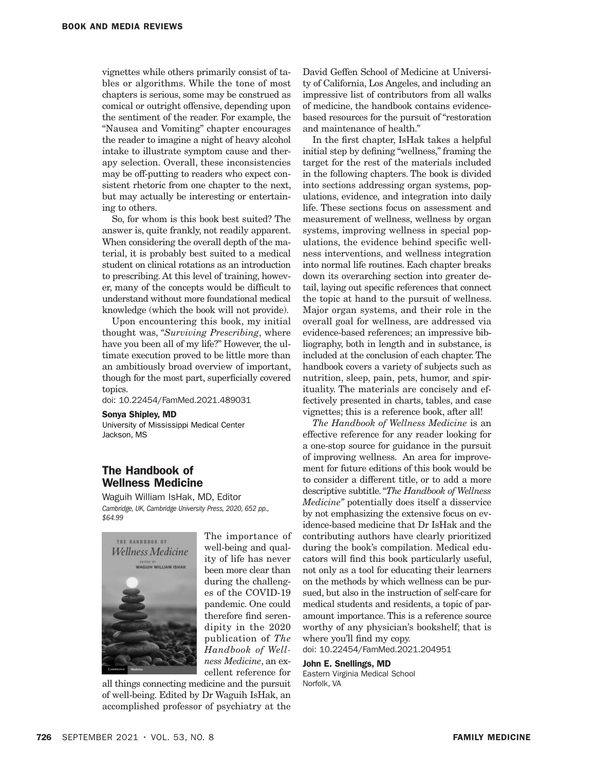vignettes while others primarily consist of tables or algorithms. While the tone of most chapters is serious, some may be construed as comical or outright offensive, depending upon the sentiment of the reader. For example, the "Nausea and Vomiting" chapter encourages the reader to imagine a night of heavy alcohol intake to illustrate symptom cause and therapy selection. Overall, these inconsistencies may be off-putting to readers who expect consistent rhetoric from one chapter to the next, but may actually be interesting or entertaining to others.

So, for whom is this book best suited? The answer is, quite frankly, not readily apparent. When considering the overall depth of the material, it is probably best suited to a medical student on clinical rotations as an introduction to prescribing. At this level of training, however, many of the concepts would be difficult to understand without more foundational medical knowledge (which the book will not provide).

Upon encountering this book, my initial thought was, "*Surviving Prescribing*, where have you been all of my life?" However, the ultimate execution proved to be little more than an ambitiously broad overview of important, though for the most part, superficially covered topics.

doi: 10.22454/FamMed.2021.489031

**Sonya Shipley, MD**
University of Mississippi Medical Center
Jackson, MS

## The Handbook of Wellness Medicine

Waguih William IsHak, MD, Editor
*Cambridge, UK, Cambridge University Press, 2020, 652 pp., $64.99*

The importance of well-being and quality of life has never been more clear than during the challenges of the COVID-19 pandemic. One could therefore find serendipity in the 2020 publication of *The Handbook of Wellness Medicine*, an excellent reference for all things connecting medicine and the pursuit of well-being. Edited by Dr Waguih IsHak, an accomplished professor of psychiatry at the David Geffen School of Medicine at University of California, Los Angeles, and including an impressive list of contributors from all walks of medicine, the handbook contains evidence-based resources for the pursuit of "restoration and maintenance of health."

In the first chapter, IsHak takes a helpful initial step by defining "wellness," framing the target for the rest of the materials included in the following chapters. The book is divided into sections addressing organ systems, populations, evidence, and integration into daily life. These sections focus on assessment and measurement of wellness, wellness by organ systems, improving wellness in special populations, the evidence behind specific wellness interventions, and wellness integration into normal life routines. Each chapter breaks down its overarching section into greater detail, laying out specific references that connect the topic at hand to the pursuit of wellness. Major organ systems, and their role in the overall goal for wellness, are addressed via evidence-based references; an impressive bibliography, both in length and in substance, is included at the conclusion of each chapter. The handbook covers a variety of subjects such as nutrition, sleep, pain, pets, humor, and spirituality. The materials are concisely and effectively presented in charts, tables, and case vignettes; this is a reference book, after all!

*The Handbook of Wellness Medicine* is an effective reference for any reader looking for a one-stop source for guidance in the pursuit of improving wellness. An area for improvement for future editions of this book would be to consider a different title, or to add a more descriptive subtitle. "*The Handbook of Wellness Medicine*" potentially does itself a disservice by not emphasizing the extensive focus on evidence-based medicine that Dr IsHak and the contributing authors have clearly prioritized during the book's compilation. Medical educators will find this book particularly useful, not only as a tool for educating their learners on the methods by which wellness can be pursued, but also in the instruction of self-care for medical students and residents, a topic of paramount importance. This is a reference source worthy of any physician's bookshelf; that is where you'll find my copy.

doi: 10.22454/FamMed.2021.204951

**John E. Snellings, MD**
Eastern Virginia Medical School
Norfolk, VA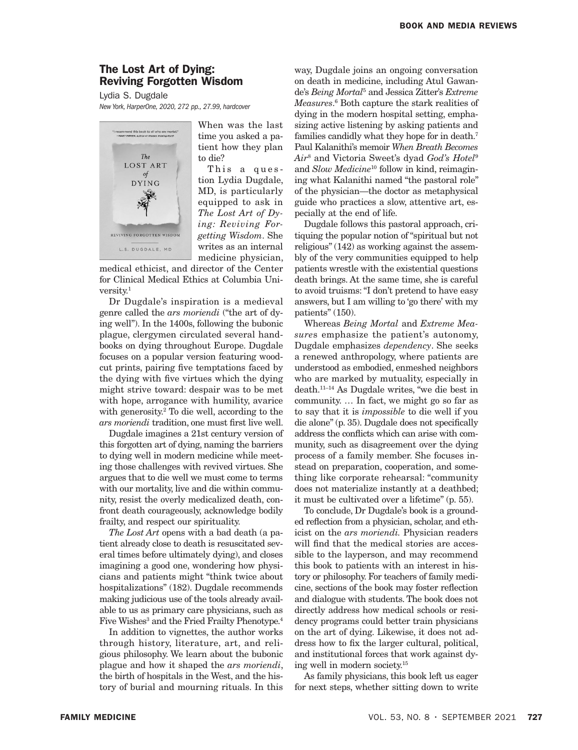## The Lost Art of Dying: Reviving Forgotten Wisdom

Lydia S. Dugdale

*New York, HarperOne, 2020, 272 pp., 27.99, hardcover*

When was the last time you asked a patient how they plan to die?

This a question Lydia Dugdale, MD, is particularly equipped to ask in *The Lost Art of Dying: Reviving Forgetting Wisdom*. She writes as an internal medicine physician, medical ethicist, and director of the Center for Clinical Medical Ethics at Columbia University.[1]

Dr Dugdale's inspiration is a medieval genre called the *ars moriendi* ("the art of dying well"). In the 1400s, following the bubonic plague, clergymen circulated several handbooks on dying throughout Europe. Dugdale focuses on a popular version featuring woodcut prints, pairing five temptations faced by the dying with five virtues which the dying might strive toward: despair was to be met with hope, arrogance with humility, avarice with generosity.[2] To die well, according to the *ars moriendi* tradition, one must first live well.

Dugdale imagines a 21st century version of this forgotten art of dying, naming the barriers to dying well in modern medicine while meeting those challenges with revived virtues. She argues that to die well we must come to terms with our mortality, live and die within community, resist the overly medicalized death, confront death courageously, acknowledge bodily frailty, and respect our spirituality.

*The Lost Art* opens with a bad death (a patient already close to death is resuscitated several times before ultimately dying), and closes imagining a good one, wondering how physicians and patients might "think twice about hospitalizations" (182). Dugdale recommends making judicious use of the tools already available to us as primary care physicians, such as Five Wishes[3] and the Fried Frailty Phenotype.[4]

In addition to vignettes, the author works through history, literature, art, and religious philosophy. We learn about the bubonic plague and how it shaped the *ars moriendi*, the birth of hospitals in the West, and the history of burial and mourning rituals. In this way, Dugdale joins an ongoing conversation on death in medicine, including Atul Gawande's *Being Mortal*[5] and Jessica Zitter's *Extreme Measures*.[6] Both capture the stark realities of dying in the modern hospital setting, emphasizing active listening by asking patients and families candidly what they hope for in death.[7] Paul Kalanithi's memoir *When Breath Becomes Air*[8] and Victoria Sweet's dyad *God's Hotel*[9] and *Slow Medicine*[10] follow in kind, reimagining what Kalanithi named "the pastoral role" of the physician—the doctor as metaphysical guide who practices a slow, attentive art, especially at the end of life.

Dugdale follows this pastoral approach, critiquing the popular notion of "spiritual but not religious" (142) as working against the assembly of the very communities equipped to help patients wrestle with the existential questions death brings. At the same time, she is careful to avoid truisms: "I don't pretend to have easy answers, but I am willing to 'go there' with my patients" (150).

Whereas *Being Mortal* and *Extreme Measures* emphasize the patient's autonomy, Dugdale emphasizes *dependency*. She seeks a renewed anthropology, where patients are understood as embodied, enmeshed neighbors who are marked by mutuality, especially in death.[11–14] As Dugdale writes, "we die best in community. … In fact, we might go so far as to say that it is *impossible* to die well if you die alone" (p. 35). Dugdale does not specifically address the conflicts which can arise with community, such as disagreement over the dying process of a family member. She focuses instead on preparation, cooperation, and something like corporate rehearsal: "community does not materialize instantly at a deathbed; it must be cultivated over a lifetime" (p. 55).

To conclude, Dr Dugdale's book is a grounded reflection from a physician, scholar, and ethicist on the *ars moriendi.* Physician readers will find that the medical stories are accessible to the layperson, and may recommend this book to patients with an interest in history or philosophy. For teachers of family medicine, sections of the book may foster reflection and dialogue with students. The book does not directly address how medical schools or residency programs could better train physicians on the art of dying. Likewise, it does not address how to fix the larger cultural, political, and institutional forces that work against dying well in modern society.[15]

As family physicians, this book left us eager for next steps, whether sitting down to write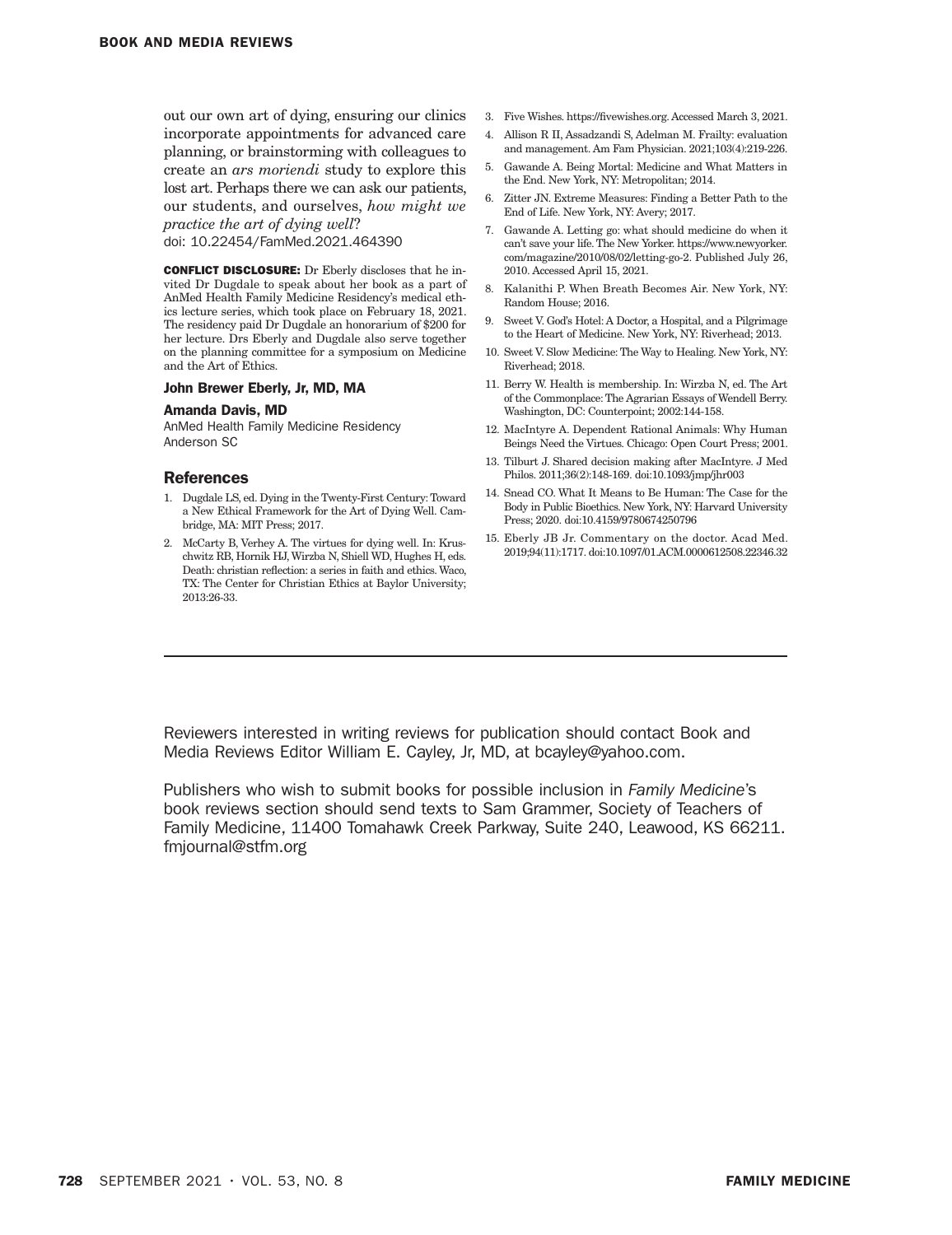out our own art of dying, ensuring our clinics incorporate appointments for advanced care planning, or brainstorming with colleagues to create an *ars moriendi* study to explore this lost art. Perhaps there we can ask our patients, our students, and ourselves, *how might we practice the art of dying well*?

doi: 10.22454/FamMed.2021.464390

**CONFLICT DISCLOSURE:** Dr Eberly discloses that he invited Dr Dugdale to speak about her book as a part of AnMed Health Family Medicine Residency's medical ethics lecture series, which took place on February 18, 2021. The residency paid Dr Dugdale an honorarium of $200 for her lecture. Drs Eberly and Dugdale also serve together on the planning committee for a symposium on Medicine and the Art of Ethics.

**John Brewer Eberly, Jr, MD, MA**

**Amanda Davis, MD**
AnMed Health Family Medicine Residency
Anderson SC

## References

1. Dugdale LS, ed. Dying in the Twenty-First Century: Toward a New Ethical Framework for the Art of Dying Well. Cambridge, MA: MIT Press; 2017.
2. McCarty B, Verhey A. The virtues for dying well. In: Kruschwitz RB, Hornik HJ, Wirzba N, Shiell WD, Hughes H, eds. Death: christian reflection: a series in faith and ethics. Waco, TX: The Center for Christian Ethics at Baylor University; 2013:26-33.
3. Five Wishes. https://fivewishes.org. Accessed March 3, 2021.
4. Allison R II, Assadzandi S, Adelman M. Frailty: evaluation and management. Am Fam Physician. 2021;103(4):219-226.
5. Gawande A. Being Mortal: Medicine and What Matters in the End. New York, NY: Metropolitan; 2014.
6. Zitter JN. Extreme Measures: Finding a Better Path to the End of Life. New York, NY: Avery; 2017.
7. Gawande A. Letting go: what should medicine do when it can't save your life. The New Yorker. https://www.newyorker.com/magazine/2010/08/02/letting-go-2. Published July 26, 2010. Accessed April 15, 2021.
8. Kalanithi P. When Breath Becomes Air. New York, NY: Random House; 2016.
9. Sweet V. God's Hotel: A Doctor, a Hospital, and a Pilgrimage to the Heart of Medicine. New York, NY: Riverhead; 2013.
10. Sweet V. Slow Medicine: The Way to Healing. New York, NY: Riverhead; 2018.
11. Berry W. Health is membership. In: Wirzba N, ed. The Art of the Commonplace: The Agrarian Essays of Wendell Berry. Washington, DC: Counterpoint; 2002:144-158.
12. MacIntyre A. Dependent Rational Animals: Why Human Beings Need the Virtues. Chicago: Open Court Press; 2001.
13. Tilburt J. Shared decision making after MacIntyre. J Med Philos. 2011;36(2):148-169. doi:10.1093/jmp/jhr003
14. Snead CO. What It Means to Be Human: The Case for the Body in Public Bioethics. New York, NY: Harvard University Press; 2020. doi:10.4159/9780674250796
15. Eberly JB Jr. Commentary on the doctor. Acad Med. 2019;94(11):1717. doi:10.1097/01.ACM.0000612508.22346.32

---

Reviewers interested in writing reviews for publication should contact Book and Media Reviews Editor William E. Cayley, Jr, MD, at bcayley@yahoo.com.

Publishers who wish to submit books for possible inclusion in *Family Medicine*'s book reviews section should send texts to Sam Grammer, Society of Teachers of Family Medicine, 11400 Tomahawk Creek Parkway, Suite 240, Leawood, KS 66211. fmjournal@stfm.org